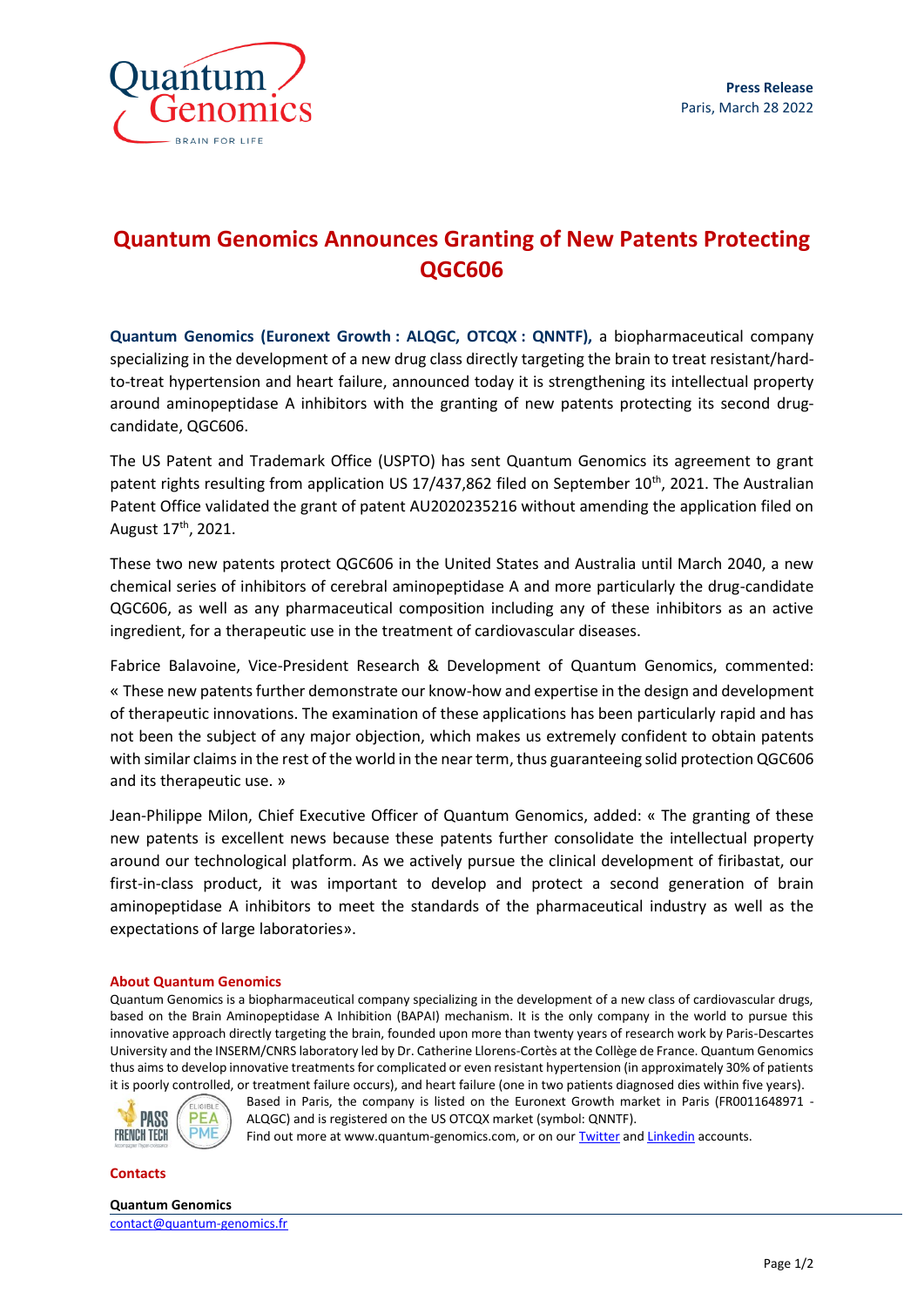**Press Release**
Paris, March 28 2022

# Quantum Genomics Announces Granting of New Patents Protecting QGC606

**Quantum Genomics (Euronext Growth : ALQGC, OTCQX : QNNTF),** a biopharmaceutical company specializing in the development of a new drug class directly targeting the brain to treat resistant/hard-to-treat hypertension and heart failure, announced today it is strengthening its intellectual property around aminopeptidase A inhibitors with the granting of new patents protecting its second drug-candidate, QGC606.

The US Patent and Trademark Office (USPTO) has sent Quantum Genomics its agreement to grant patent rights resulting from application US 17/437,862 filed on September 10th, 2021. The Australian Patent Office validated the grant of patent AU2020235216 without amending the application filed on August 17th, 2021.

These two new patents protect QGC606 in the United States and Australia until March 2040, a new chemical series of inhibitors of cerebral aminopeptidase A and more particularly the drug-candidate QGC606, as well as any pharmaceutical composition including any of these inhibitors as an active ingredient, for a therapeutic use in the treatment of cardiovascular diseases.

Fabrice Balavoine, Vice-President Research & Development of Quantum Genomics, commented: « These new patents further demonstrate our know-how and expertise in the design and development of therapeutic innovations. The examination of these applications has been particularly rapid and has not been the subject of any major objection, which makes us extremely confident to obtain patents with similar claims in the rest of the world in the near term, thus guaranteeing solid protection QGC606 and its therapeutic use. »

Jean-Philippe Milon, Chief Executive Officer of Quantum Genomics, added: « The granting of these new patents is excellent news because these patents further consolidate the intellectual property around our technological platform. As we actively pursue the clinical development of firibastat, our first-in-class product, it was important to develop and protect a second generation of brain aminopeptidase A inhibitors to meet the standards of the pharmaceutical industry as well as the expectations of large laboratories».

## About Quantum Genomics

Quantum Genomics is a biopharmaceutical company specializing in the development of a new class of cardiovascular drugs, based on the Brain Aminopeptidase A Inhibition (BAPAI) mechanism. It is the only company in the world to pursue this innovative approach directly targeting the brain, founded upon more than twenty years of research work by Paris-Descartes University and the INSERM/CNRS laboratory led by Dr. Catherine Llorens-Cortès at the Collège de France. Quantum Genomics thus aims to develop innovative treatments for complicated or even resistant hypertension (in approximately 30% of patients it is poorly controlled, or treatment failure occurs), and heart failure (one in two patients diagnosed dies within five years).

Based in Paris, the company is listed on the Euronext Growth market in Paris (FR0011648971 - ALQGC) and is registered on the US OTCQX market (symbol: QNNTF).
Find out more at www.quantum-genomics.com, or on our Twitter and Linkedin accounts.

## Contacts

**Quantum Genomics**
contact@quantum-genomics.fr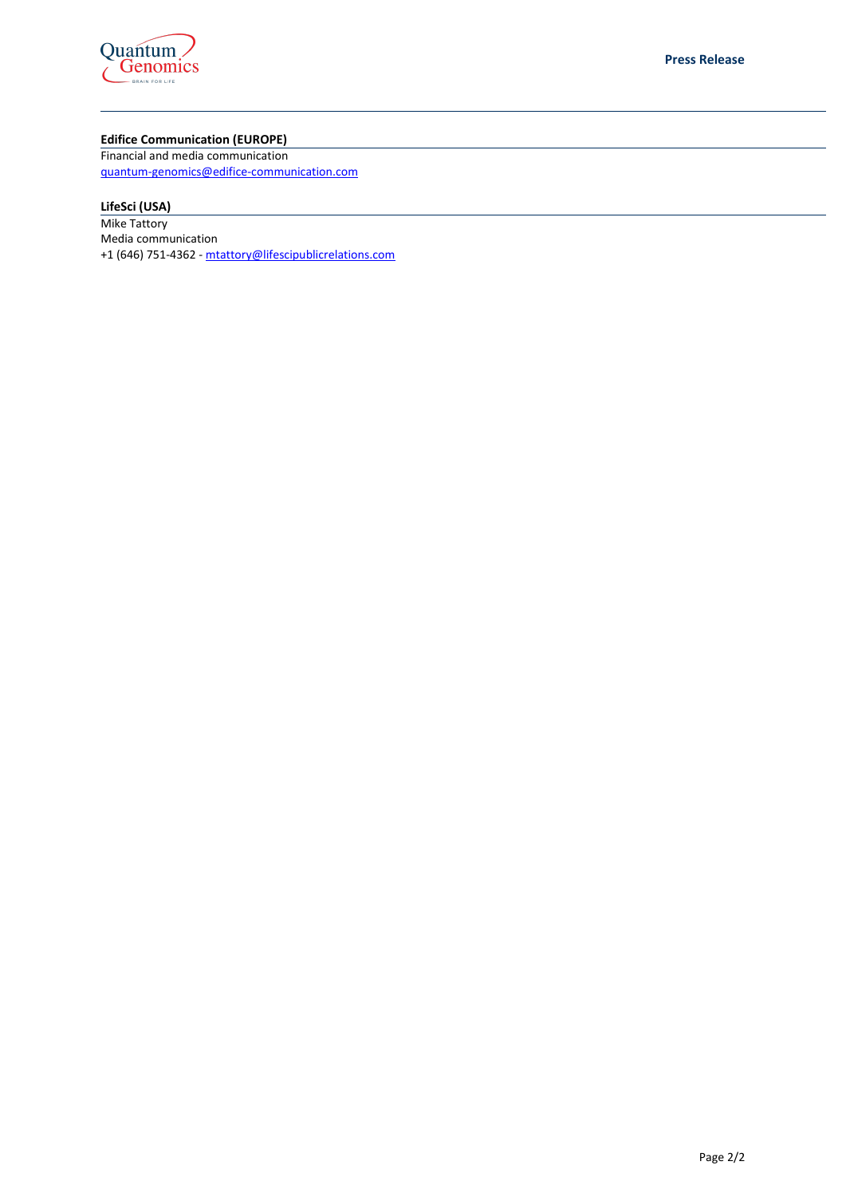**Edifice Communication (EUROPE)**

Financial and media communication
quantum-genomics@edifice-communication.com

**LifeSci (USA)**

Mike Tattory
Media communication
+1 (646) 751-4362 - mtattory@lifescipublicrelations.com